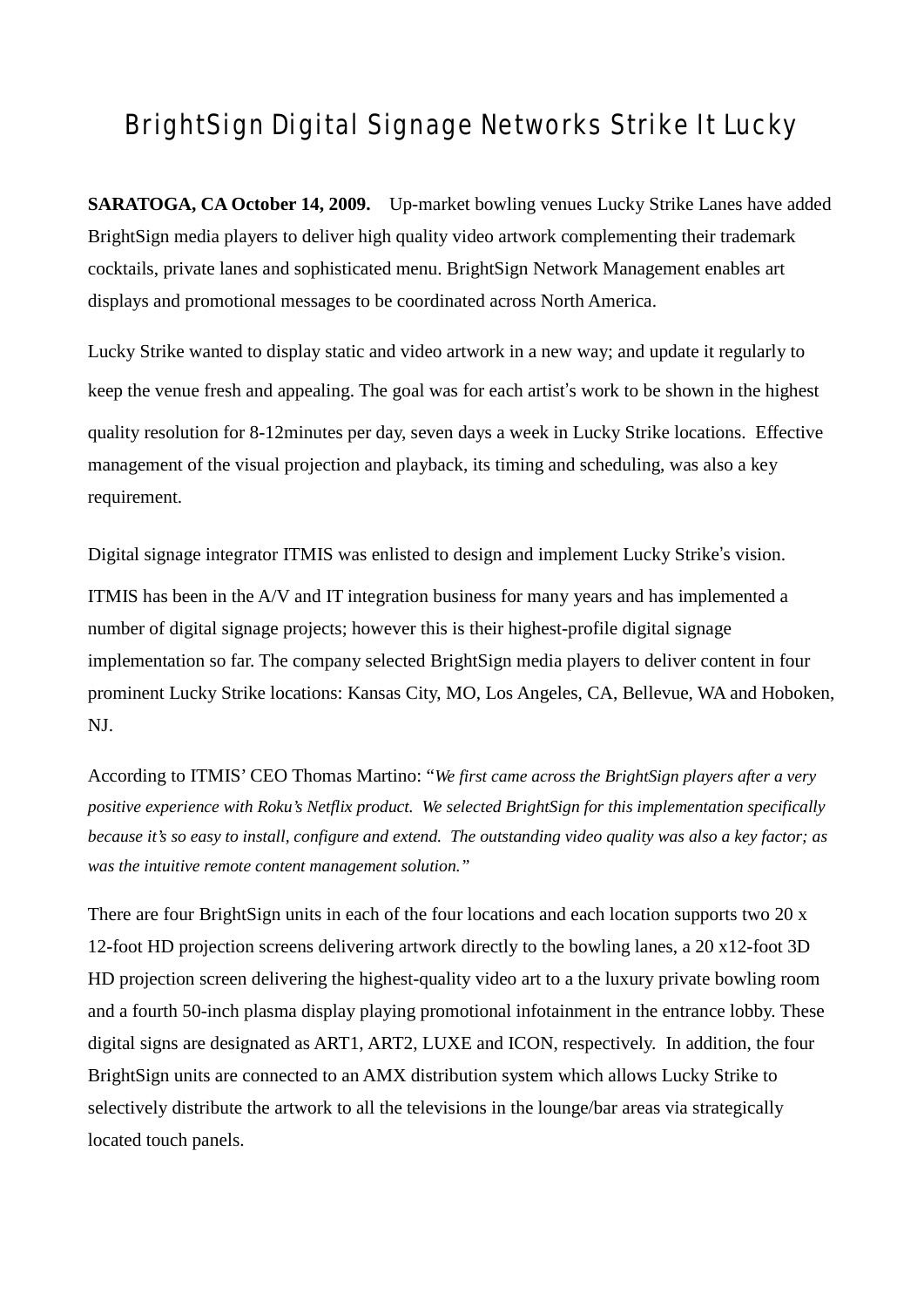# BrightSign Digital Signage Networks Strike It Lucky

**SARATOGA, CA October 14, 2009.** Up-market bowling venues Lucky Strike Lanes have added BrightSign media players to deliver high quality video artwork complementing their trademark cocktails, private lanes and sophisticated menu. BrightSign Network Management enables art displays and promotional messages to be coordinated across North America.

Lucky Strike wanted to display static and video artwork in a new way; and update it regularly to keep the venue fresh and appealing. The goal was for each artist's work to be shown in the highest quality resolution for 8-12minutes per day, seven days a week in Lucky Strike locations. Effective management of the visual projection and playback, its timing and scheduling, was also a key requirement.

Digital signage integrator ITMIS was enlisted to design and implement Lucky Strike's vision.

ITMIS has been in the A/V and IT integration business for many years and has implemented a number of digital signage projects; however this is their highest-profile digital signage implementation so far. The company selected BrightSign media players to deliver content in four prominent Lucky Strike locations: Kansas City, MO, Los Angeles, CA, Bellevue, WA and Hoboken, NJ.

According to ITMIS' CEO Thomas Martino: "*We first came across the BrightSign players after a very positive experience with Roku's Netflix product. We selected BrightSign for this implementation specifically because it's so easy to install, configure and extend. The outstanding video quality was also a key factor; as was the intuitive remote content management solution.*"

There are four BrightSign units in each of the four locations and each location supports two 20 x 12-foot HD projection screens delivering artwork directly to the bowling lanes, a 20 x12-foot 3D HD projection screen delivering the highest-quality video art to a the luxury private bowling room and a fourth 50-inch plasma display playing promotional infotainment in the entrance lobby. These digital signs are designated as ART1, ART2, LUXE and ICON, respectively. In addition, the four BrightSign units are connected to an AMX distribution system which allows Lucky Strike to selectively distribute the artwork to all the televisions in the lounge/bar areas via strategically located touch panels.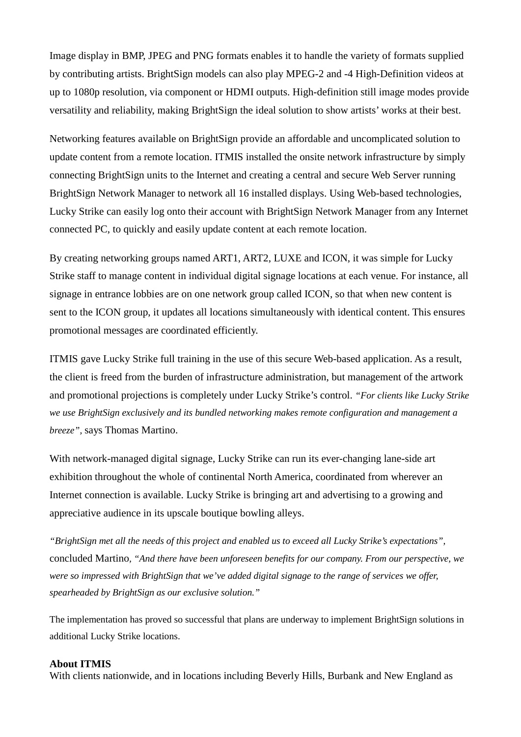Image display in BMP, JPEG and PNG formats enables it to handle the variety of formats supplied by contributing artists. BrightSign models can also play MPEG-2 and -4 High-Definition videos at up to 1080p resolution, via component or HDMI outputs. High-definition still image modes provide versatility and reliability, making BrightSign the ideal solution to show artists' works at their best.

Networking features available on BrightSign provide an affordable and uncomplicated solution to update content from a remote location. ITMIS installed the onsite network infrastructure by simply connecting BrightSign units to the Internet and creating a central and secure Web Server running BrightSign Network Manager to network all 16 installed displays. Using Web-based technologies, Lucky Strike can easily log onto their account with BrightSign Network Manager from any Internet connected PC, to quickly and easily update content at each remote location.

By creating networking groups named ART1, ART2, LUXE and ICON, it was simple for Lucky Strike staff to manage content in individual digital signage locations at each venue. For instance, all signage in entrance lobbies are on one network group called ICON, so that when new content is sent to the ICON group, it updates all locations simultaneously with identical content. This ensures promotional messages are coordinated efficiently.

ITMIS gave Lucky Strike full training in the use of this secure Web-based application. As a result, the client is freed from the burden of infrastructure administration, but management of the artwork and promotional projections is completely under Lucky Strike's control. *"For clients like Lucky Strike we use BrightSign exclusively and its bundled networking makes remote configuration and management a breeze"*, says Thomas Martino.

With network-managed digital signage, Lucky Strike can run its ever-changing lane-side art exhibition throughout the whole of continental North America, coordinated from wherever an Internet connection is available. Lucky Strike is bringing art and advertising to a growing and appreciative audience in its upscale boutique bowling alleys.

*"BrightSign met all the needs of this project and enabled us to exceed all Lucky Strike's expectations"*, concluded Martino, *"And there have been unforeseen benefits for our company. From our perspective, we were so impressed with BrightSign that we've added digital signage to the range of services we offer, spearheaded by BrightSign as our exclusive solution."*

The implementation has proved so successful that plans are underway to implement BrightSign solutions in additional Lucky Strike locations.

**About ITMIS**
With clients nationwide, and in locations including Beverly Hills, Burbank and New England as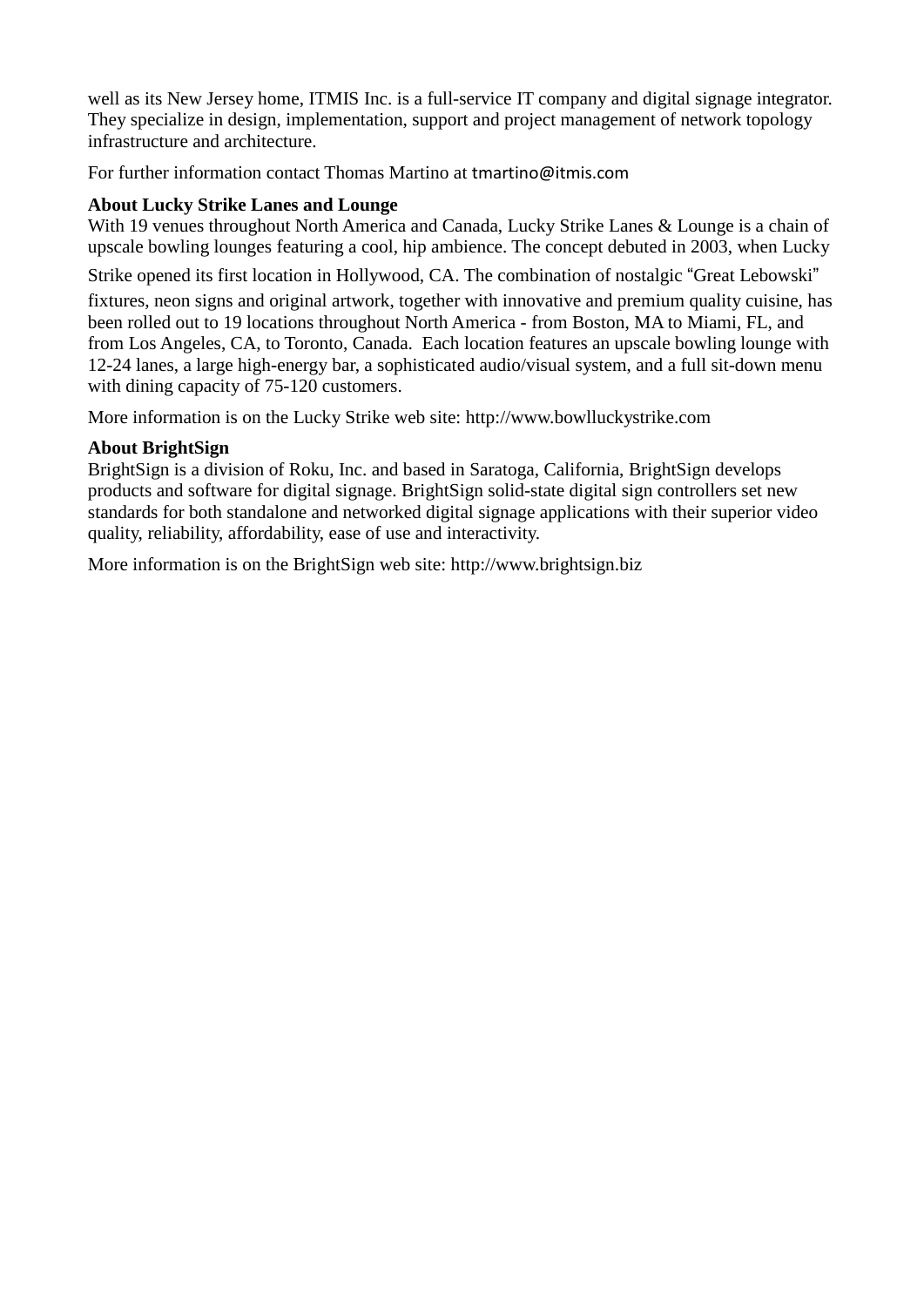well as its New Jersey home, ITMIS Inc. is a full-service IT company and digital signage integrator. They specialize in design, implementation, support and project management of network topology infrastructure and architecture.

For further information contact Thomas Martino at tmartino@itmis.com

**About Lucky Strike Lanes and Lounge**
With 19 venues throughout North America and Canada, Lucky Strike Lanes & Lounge is a chain of upscale bowling lounges featuring a cool, hip ambience. The concept debuted in 2003, when Lucky Strike opened its first location in Hollywood, CA. The combination of nostalgic "Great Lebowski" fixtures, neon signs and original artwork, together with innovative and premium quality cuisine, has been rolled out to 19 locations throughout North America - from Boston, MA to Miami, FL, and from Los Angeles, CA, to Toronto, Canada. Each location features an upscale bowling lounge with 12-24 lanes, a large high-energy bar, a sophisticated audio/visual system, and a full sit-down menu with dining capacity of 75-120 customers.

More information is on the Lucky Strike web site: http://www.bowlluckystrike.com

**About BrightSign**
BrightSign is a division of Roku, Inc. and based in Saratoga, California, BrightSign develops products and software for digital signage. BrightSign solid-state digital sign controllers set new standards for both standalone and networked digital signage applications with their superior video quality, reliability, affordability, ease of use and interactivity.

More information is on the BrightSign web site: http://www.brightsign.biz